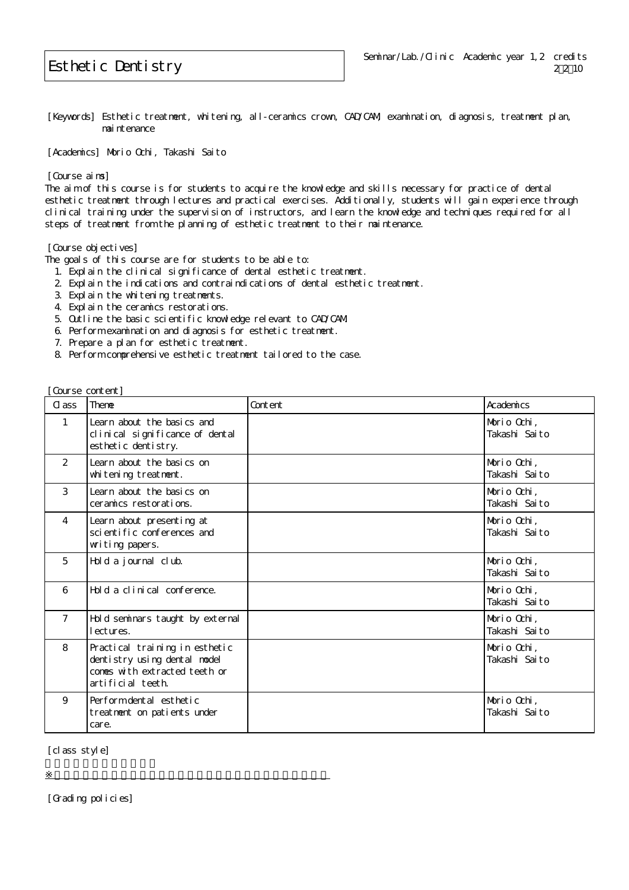# Esthetic Dentistry

Seminar/Lab./Clinic Academic year 1,2 credits 2～10

[Keywords] Esthetic treatment, whitening, all-ceramics crown, CAD/CAM, examination, diagnosis, treatment plan, maintenance

[Academics] Morio Ochi, Takashi Saito

[Course aims]
The aim of this course is for students to acquire the knowledge and skills necessary for practice of dental esthetic treatment through lectures and practical exercises. Additionally, students will gain experience through clinical training under the supervision of instructors, and learn the knowledge and techniques required for all steps of treatment from the planning of esthetic treatment to their maintenance.

[Course objectives]
The goals of this course are for students to be able to:

1. Explain the clinical significance of dental esthetic treatment.
2. Explain the indications and contraindications of dental esthetic treatment.
3. Explain the whitening treatments.
4. Explain the ceramics restorations.
5. Outline the basic scientific knowledge relevant to CAD/CAM.
6. Perform examination and diagnosis for esthetic treatment.
7. Prepare a plan for esthetic treatment.
8. Perform comprehensive esthetic treatment tailored to the case.

[Course content]

| Class | Theme | Content | Academics |
|---|---|---|---|
| 1 | Learn about the basics and clinical significance of dental esthetic dentistry. | | Morio Ochi, Takashi Saito |
| 2 | Learn about the basics on whitening treatment. | | Morio Ochi, Takashi Saito |
| 3 | Learn about the basics on ceramics restorations. | | Morio Ochi, Takashi Saito |
| 4 | Learn about presenting at scientific conferences and writing papers. | | Morio Ochi, Takashi Saito |
| 5 | Hold a journal club. | | Morio Ochi, Takashi Saito |
| 6 | Hold a clinical conference. | | Morio Ochi, Takashi Saito |
| 7 | Hold seminars taught by external lectures. | | Morio Ochi, Takashi Saito |
| 8 | Practical training in esthetic dentistry using dental model comes with extracted teeth or artificial teeth. | | Morio Ochi, Takashi Saito |
| 9 | Perform dental esthetic treatment on patients under care. | | Morio Ochi, Takashi Saito |

[class style]

[Grading policies]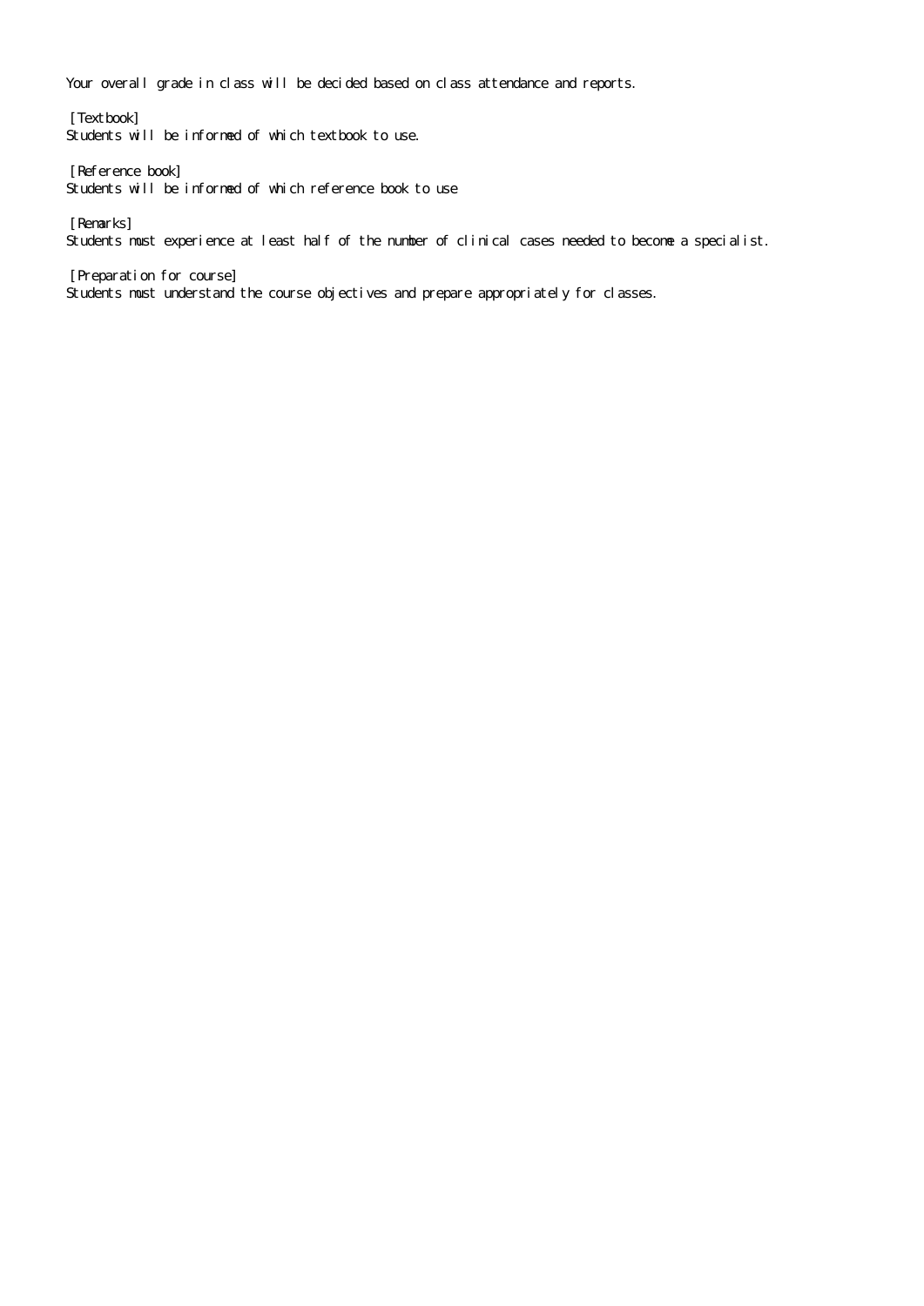Your overall grade in class will be decided based on class attendance and reports.

[Textbook]
Students will be informed of which textbook to use.

[Reference book]
Students will be informed of which reference book to use

[Remarks]
Students must experience at least half of the number of clinical cases needed to become a specialist.

[Preparation for course]
Students must understand the course objectives and prepare appropriately for classes.